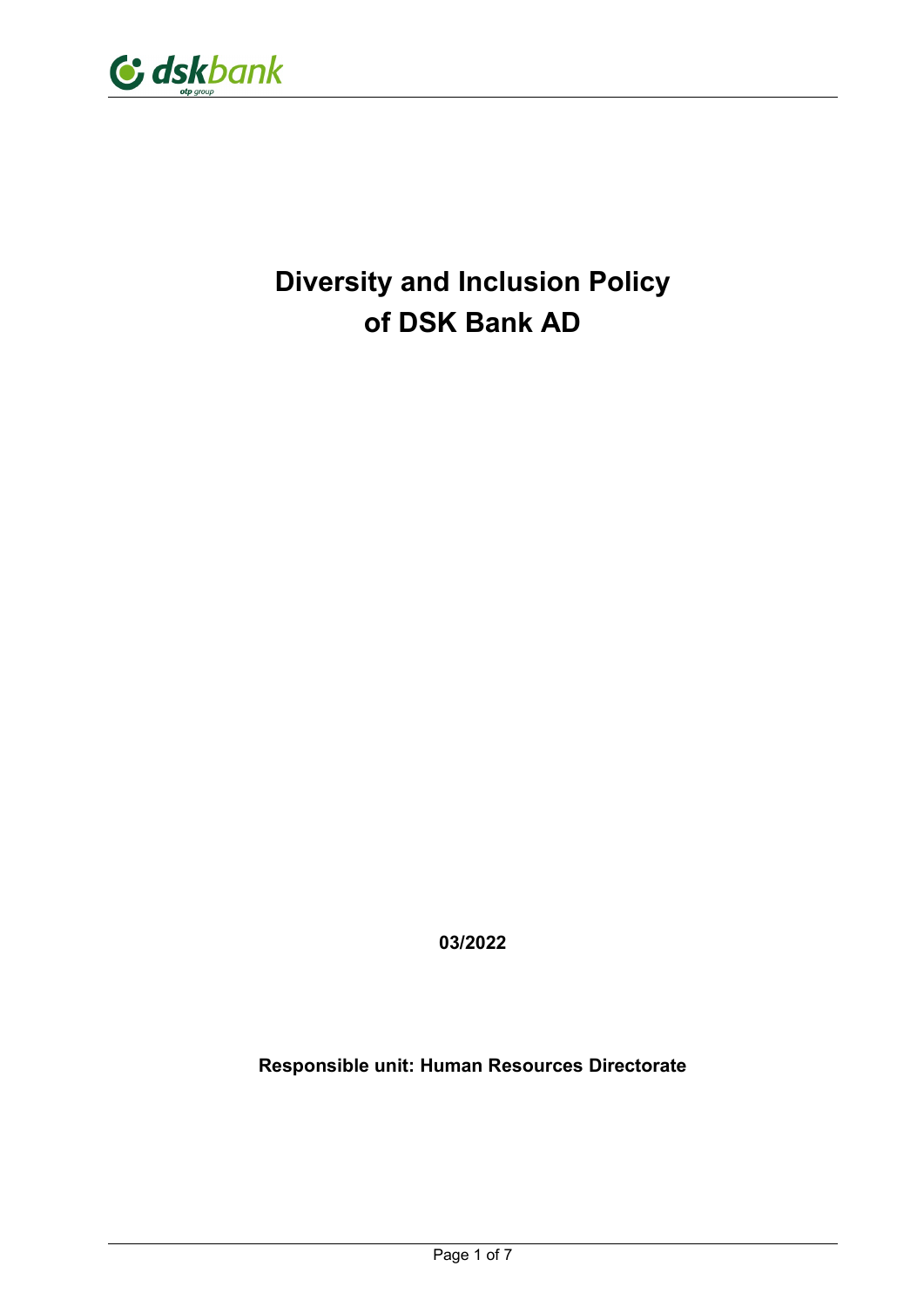# Diversity and Inclusion Policy of DSK Bank AD

**03/2022**

**Responsible unit: Human Resources Directorate**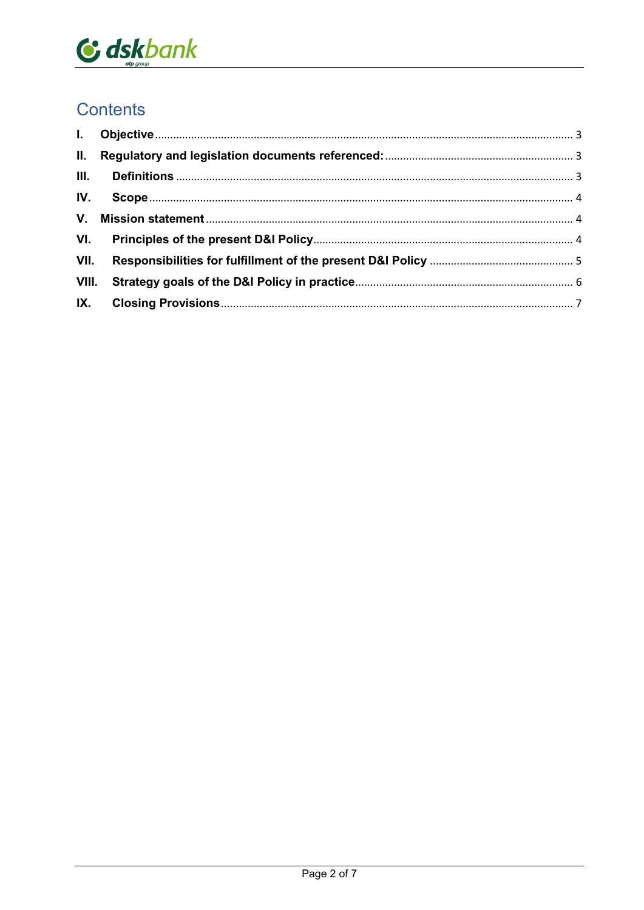# Contents

| | | |
|---|---|---|
| **I.** | **Objective** | 3 |
| **II.** | **Regulatory and legislation documents referenced:** | 3 |
| **III.** | **Definitions** | 3 |
| **IV.** | **Scope** | 4 |
| **V.** | **Mission statement** | 4 |
| **VI.** | **Principles of the present D&I Policy** | 4 |
| **VII.** | **Responsibilities for fulfillment of the present D&I Policy** | 5 |
| **VIII.** | **Strategy goals of the D&I Policy in practice** | 6 |
| **IX.** | **Closing Provisions** | 7 |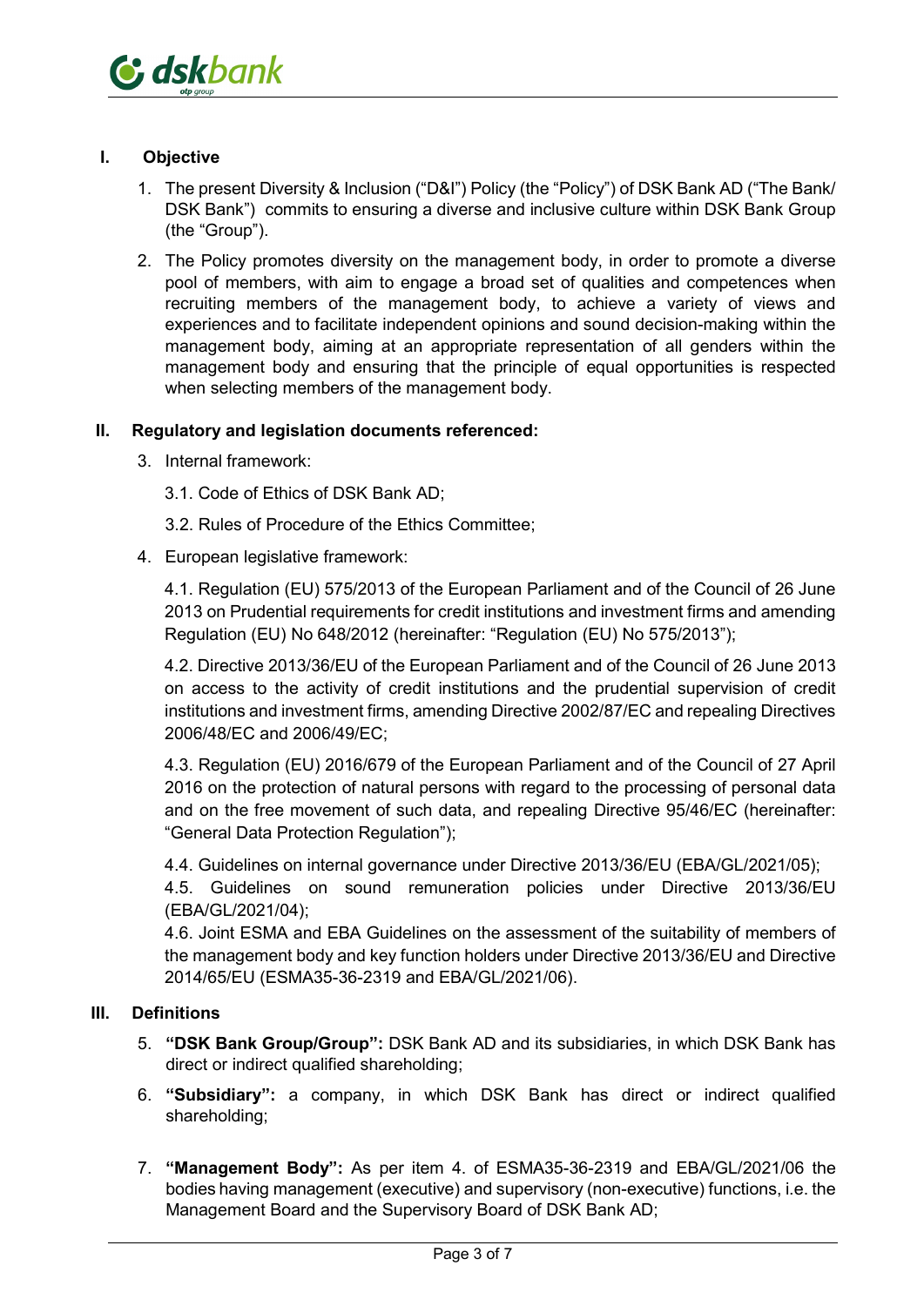## I. Objective

1. The present Diversity & Inclusion ("D&I") Policy (the "Policy") of DSK Bank AD ("The Bank/ DSK Bank") commits to ensuring a diverse and inclusive culture within DSK Bank Group (the "Group").

2. The Policy promotes diversity on the management body, in order to promote a diverse pool of members, with aim to engage a broad set of qualities and competences when recruiting members of the management body, to achieve a variety of views and experiences and to facilitate independent opinions and sound decision-making within the management body, aiming at an appropriate representation of all genders within the management body and ensuring that the principle of equal opportunities is respected when selecting members of the management body.

## II. Regulatory and legislation documents referenced:

3. Internal framework:

   3.1. Code of Ethics of DSK Bank AD;

   3.2. Rules of Procedure of the Ethics Committee;

4. European legislative framework:

   4.1. Regulation (EU) 575/2013 of the European Parliament and of the Council of 26 June 2013 on Prudential requirements for credit institutions and investment firms and amending Regulation (EU) No 648/2012 (hereinafter: "Regulation (EU) No 575/2013");

   4.2. Directive 2013/36/EU of the European Parliament and of the Council of 26 June 2013 on access to the activity of credit institutions and the prudential supervision of credit institutions and investment firms, amending Directive 2002/87/EC and repealing Directives 2006/48/EC and 2006/49/EC;

   4.3. Regulation (EU) 2016/679 of the European Parliament and of the Council of 27 April 2016 on the protection of natural persons with regard to the processing of personal data and on the free movement of such data, and repealing Directive 95/46/EC (hereinafter: "General Data Protection Regulation");

   4.4. Guidelines on internal governance under Directive 2013/36/EU (EBA/GL/2021/05);

   4.5. Guidelines on sound remuneration policies under Directive 2013/36/EU (EBA/GL/2021/04);

   4.6. Joint ESMA and EBA Guidelines on the assessment of the suitability of members of the management body and key function holders under Directive 2013/36/EU and Directive 2014/65/EU (ESMA35-36-2319 and EBA/GL/2021/06).

## III. Definitions

5. **"DSK Bank Group/Group":** DSK Bank AD and its subsidiaries, in which DSK Bank has direct or indirect qualified shareholding;

6. **"Subsidiary":** a company, in which DSK Bank has direct or indirect qualified shareholding;

7. **"Management Body":** As per item 4. of ESMA35-36-2319 and EBA/GL/2021/06 the bodies having management (executive) and supervisory (non-executive) functions, i.e. the Management Board and the Supervisory Board of DSK Bank AD;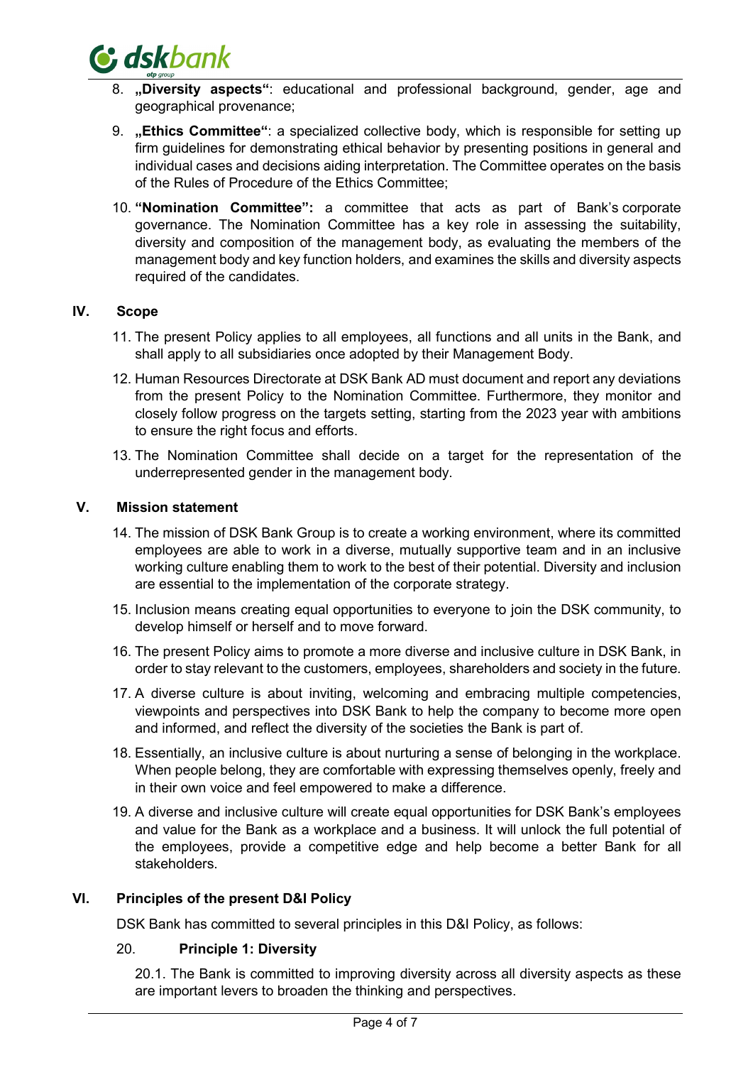8. **„Diversity aspects“**: educational and professional background, gender, age and geographical provenance;

9. **„Ethics Committee“**: a specialized collective body, which is responsible for setting up firm guidelines for demonstrating ethical behavior by presenting positions in general and individual cases and decisions aiding interpretation. The Committee operates on the basis of the Rules of Procedure of the Ethics Committee;

10. **"Nomination Committee":** a committee that acts as part of Bank's corporate governance. The Nomination Committee has a key role in assessing the suitability, diversity and composition of the management body, as evaluating the members of the management body and key function holders, and examines the skills and diversity aspects required of the candidates.

## IV. Scope

11. The present Policy applies to all employees, all functions and all units in the Bank, and shall apply to all subsidiaries once adopted by their Management Body.

12. Human Resources Directorate at DSK Bank AD must document and report any deviations from the present Policy to the Nomination Committee. Furthermore, they monitor and closely follow progress on the targets setting, starting from the 2023 year with ambitions to ensure the right focus and efforts.

13. The Nomination Committee shall decide on a target for the representation of the underrepresented gender in the management body.

## V. Mission statement

14. The mission of DSK Bank Group is to create a working environment, where its committed employees are able to work in a diverse, mutually supportive team and in an inclusive working culture enabling them to work to the best of their potential. Diversity and inclusion are essential to the implementation of the corporate strategy.

15. Inclusion means creating equal opportunities to everyone to join the DSK community, to develop himself or herself and to move forward.

16. The present Policy aims to promote a more diverse and inclusive culture in DSK Bank, in order to stay relevant to the customers, employees, shareholders and society in the future.

17. A diverse culture is about inviting, welcoming and embracing multiple competencies, viewpoints and perspectives into DSK Bank to help the company to become more open and informed, and reflect the diversity of the societies the Bank is part of.

18. Essentially, an inclusive culture is about nurturing a sense of belonging in the workplace. When people belong, they are comfortable with expressing themselves openly, freely and in their own voice and feel empowered to make a difference.

19. A diverse and inclusive culture will create equal opportunities for DSK Bank's employees and value for the Bank as a workplace and a business. It will unlock the full potential of the employees, provide a competitive edge and help become a better Bank for all stakeholders.

## VI. Principles of the present D&I Policy

DSK Bank has committed to several principles in this D&I Policy, as follows:

20. **Principle 1: Diversity**

20.1. The Bank is committed to improving diversity across all diversity aspects as these are important levers to broaden the thinking and perspectives.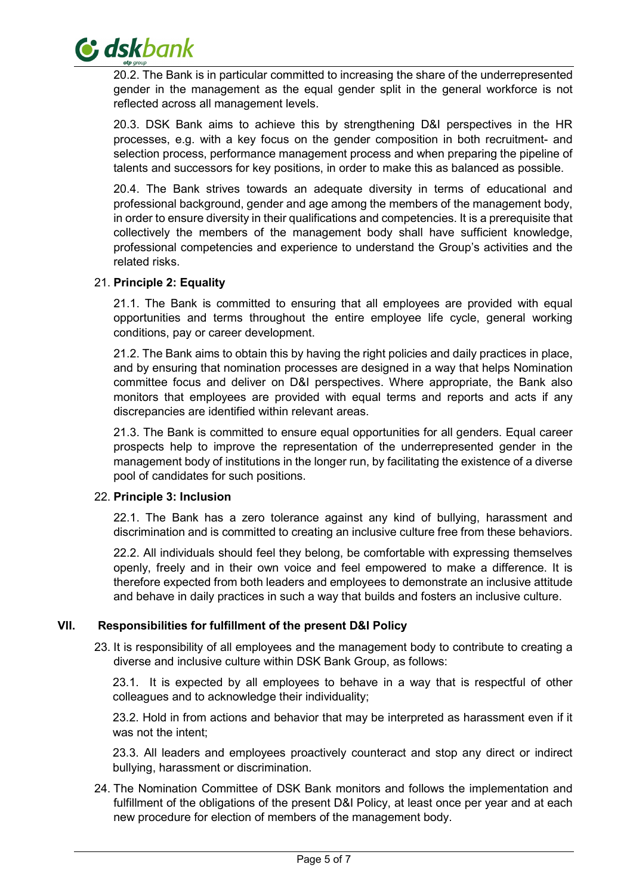20.2. The Bank is in particular committed to increasing the share of the underrepresented gender in the management as the equal gender split in the general workforce is not reflected across all management levels.

20.3. DSK Bank aims to achieve this by strengthening D&I perspectives in the HR processes, e.g. with a key focus on the gender composition in both recruitment- and selection process, performance management process and when preparing the pipeline of talents and successors for key positions, in order to make this as balanced as possible.

20.4. The Bank strives towards an adequate diversity in terms of educational and professional background, gender and age among the members of the management body, in order to ensure diversity in their qualifications and competencies. It is a prerequisite that collectively the members of the management body shall have sufficient knowledge, professional competencies and experience to understand the Group's activities and the related risks.

21. **Principle 2: Equality**

21.1. The Bank is committed to ensuring that all employees are provided with equal opportunities and terms throughout the entire employee life cycle, general working conditions, pay or career development.

21.2. The Bank aims to obtain this by having the right policies and daily practices in place, and by ensuring that nomination processes are designed in a way that helps Nomination committee focus and deliver on D&I perspectives. Where appropriate, the Bank also monitors that employees are provided with equal terms and reports and acts if any discrepancies are identified within relevant areas.

21.3. The Bank is committed to ensure equal opportunities for all genders. Equal career prospects help to improve the representation of the underrepresented gender in the management body of institutions in the longer run, by facilitating the existence of a diverse pool of candidates for such positions.

22. **Principle 3: Inclusion**

22.1. The Bank has a zero tolerance against any kind of bullying, harassment and discrimination and is committed to creating an inclusive culture free from these behaviors.

22.2. All individuals should feel they belong, be comfortable with expressing themselves openly, freely and in their own voice and feel empowered to make a difference. It is therefore expected from both leaders and employees to demonstrate an inclusive attitude and behave in daily practices in such a way that builds and fosters an inclusive culture.

## VII. Responsibilities for fulfillment of the present D&I Policy

23. It is responsibility of all employees and the management body to contribute to creating a diverse and inclusive culture within DSK Bank Group, as follows:

23.1. It is expected by all employees to behave in a way that is respectful of other colleagues and to acknowledge their individuality;

23.2. Hold in from actions and behavior that may be interpreted as harassment even if it was not the intent;

23.3. All leaders and employees proactively counteract and stop any direct or indirect bullying, harassment or discrimination.

24. The Nomination Committee of DSK Bank monitors and follows the implementation and fulfillment of the obligations of the present D&I Policy, at least once per year and at each new procedure for election of members of the management body.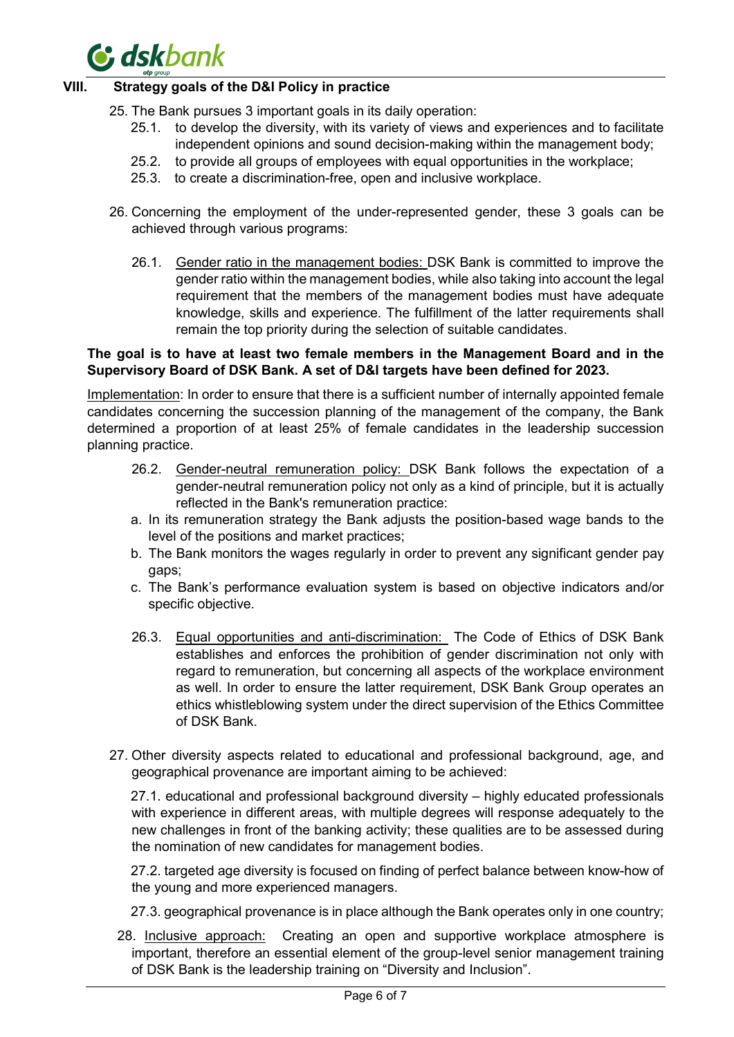## VIII. Strategy goals of the D&I Policy in practice

25. The Bank pursues 3 important goals in its daily operation:
    - 25.1. to develop the diversity, with its variety of views and experiences and to facilitate independent opinions and sound decision-making within the management body;
    - 25.2. to provide all groups of employees with equal opportunities in the workplace;
    - 25.3. to create a discrimination-free, open and inclusive workplace.

26. Concerning the employment of the under-represented gender, these 3 goals can be achieved through various programs:

    - 26.1. Gender ratio in the management bodies: DSK Bank is committed to improve the gender ratio within the management bodies, while also taking into account the legal requirement that the members of the management bodies must have adequate knowledge, skills and experience. The fulfillment of the latter requirements shall remain the top priority during the selection of suitable candidates.

**The goal is to have at least two female members in the Management Board and in the Supervisory Board of DSK Bank. A set of D&I targets have been defined for 2023.**

Implementation: In order to ensure that there is a sufficient number of internally appointed female candidates concerning the succession planning of the management of the company, the Bank determined a proportion of at least 25% of female candidates in the leadership succession planning practice.

- 26.2. Gender-neutral remuneration policy: DSK Bank follows the expectation of a gender-neutral remuneration policy not only as a kind of principle, but it is actually reflected in the Bank's remuneration practice:
  - a. In its remuneration strategy the Bank adjusts the position-based wage bands to the level of the positions and market practices;
  - b. The Bank monitors the wages regularly in order to prevent any significant gender pay gaps;
  - c. The Bank's performance evaluation system is based on objective indicators and/or specific objective.

- 26.3. Equal opportunities and anti-discrimination: The Code of Ethics of DSK Bank establishes and enforces the prohibition of gender discrimination not only with regard to remuneration, but concerning all aspects of the workplace environment as well. In order to ensure the latter requirement, DSK Bank Group operates an ethics whistleblowing system under the direct supervision of the Ethics Committee of DSK Bank.

27. Other diversity aspects related to educational and professional background, age, and geographical provenance are important aiming to be achieved:

    27.1. educational and professional background diversity – highly educated professionals with experience in different areas, with multiple degrees will response adequately to the new challenges in front of the banking activity; these qualities are to be assessed during the nomination of new candidates for management bodies.

    27.2. targeted age diversity is focused on finding of perfect balance between know-how of the young and more experienced managers.

    27.3. geographical provenance is in place although the Bank operates only in one country;

28. Inclusive approach: Creating an open and supportive workplace atmosphere is important, therefore an essential element of the group-level senior management training of DSK Bank is the leadership training on "Diversity and Inclusion".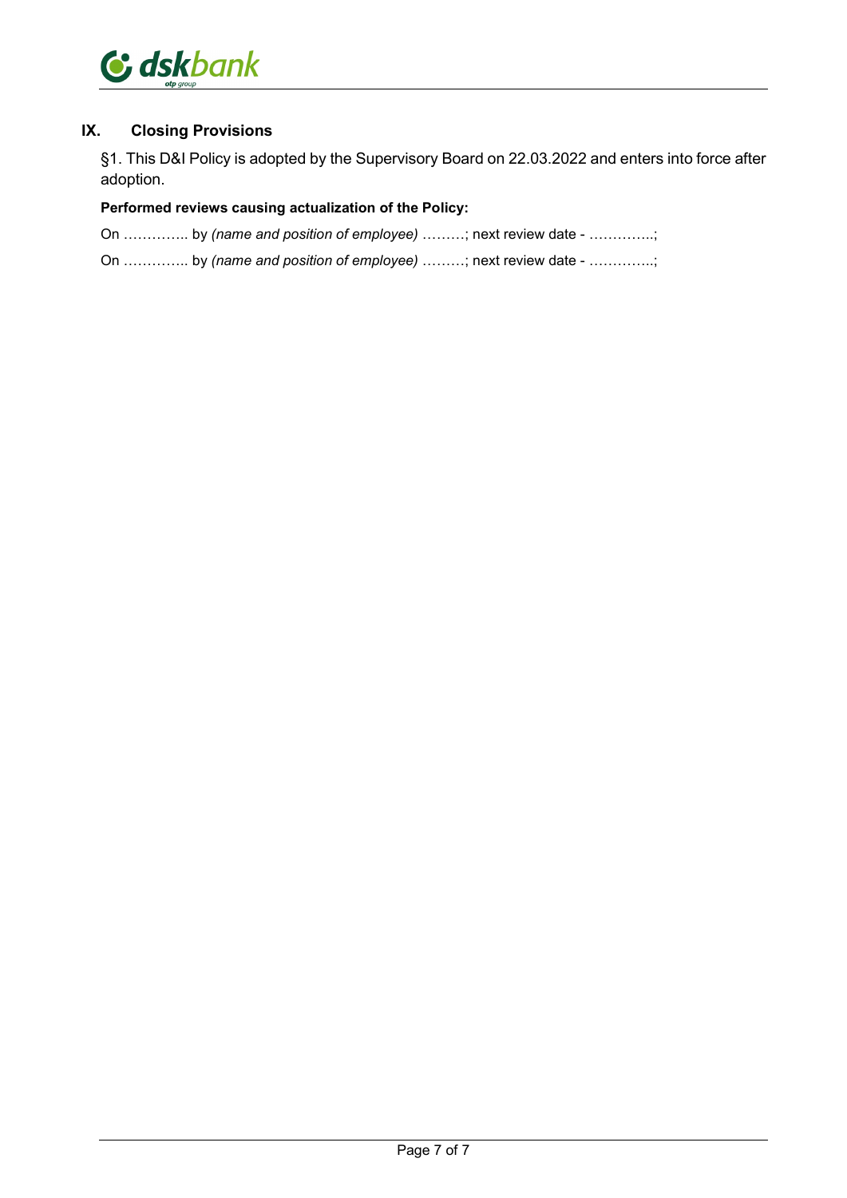## IX. Closing Provisions

§1. This D&I Policy is adopted by the Supervisory Board on 22.03.2022 and enters into force after adoption.

**Performed reviews causing actualization of the Policy:**

On ………….. by *(name and position of employee)* ………; next review date - …………..;

On ………….. by *(name and position of employee)* ………; next review date - …………..;